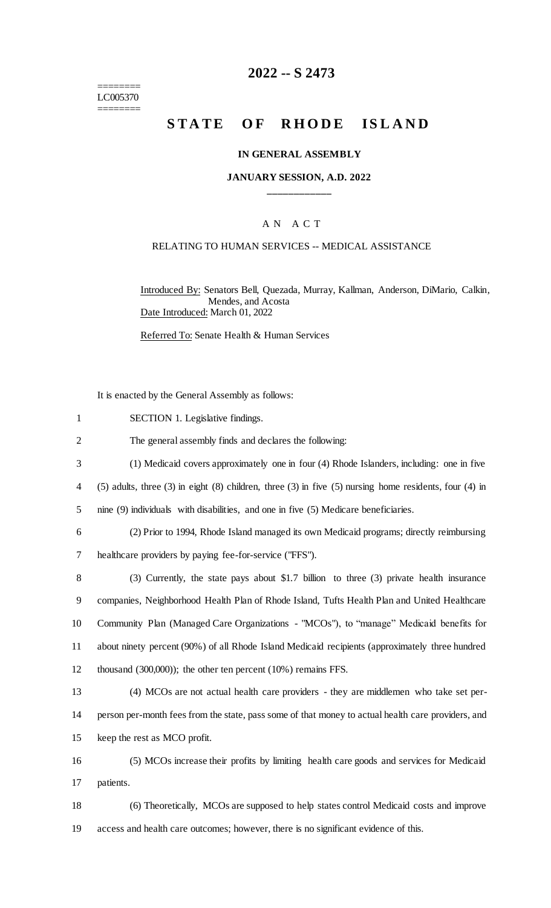========
LC005370
========

# 2022 -- S 2473

# STATE OF RHODE ISLAND

### IN GENERAL ASSEMBLY

### JANUARY SESSION, A.D. 2022

---

A N A C T

RELATING TO HUMAN SERVICES -- MEDICAL ASSISTANCE

Introduced By: Senators Bell, Quezada, Murray, Kallman, Anderson, DiMario, Calkin, Mendes, and Acosta

Date Introduced: March 01, 2022

Referred To: Senate Health & Human Services

It is enacted by the General Assembly as follows:

SECTION 1. Legislative findings.

The general assembly finds and declares the following:

(1) Medicaid covers approximately one in four (4) Rhode Islanders, including: one in five (5) adults, three (3) in eight (8) children, three (3) in five (5) nursing home residents, four (4) in nine (9) individuals with disabilities, and one in five (5) Medicare beneficiaries.

(2) Prior to 1994, Rhode Island managed its own Medicaid programs; directly reimbursing healthcare providers by paying fee-for-service ("FFS").

(3) Currently, the state pays about $1.7 billion to three (3) private health insurance companies, Neighborhood Health Plan of Rhode Island, Tufts Health Plan and United Healthcare Community Plan (Managed Care Organizations - "MCOs"), to "manage" Medicaid benefits for about ninety percent (90%) of all Rhode Island Medicaid recipients (approximately three hundred thousand (300,000)); the other ten percent (10%) remains FFS.

(4) MCOs are not actual health care providers - they are middlemen who take set per-person per-month fees from the state, pass some of that money to actual health care providers, and keep the rest as MCO profit.

(5) MCOs increase their profits by limiting health care goods and services for Medicaid patients.

(6) Theoretically, MCOs are supposed to help states control Medicaid costs and improve access and health care outcomes; however, there is no significant evidence of this.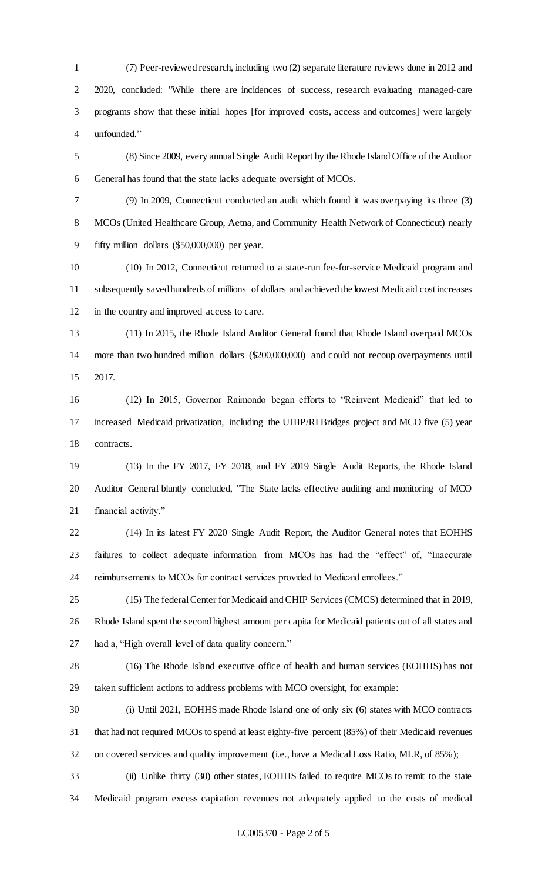(7) Peer-reviewed research, including two (2) separate literature reviews done in 2012 and 2020, concluded: "While there are incidences of success, research evaluating managed-care programs show that these initial hopes [for improved costs, access and outcomes] were largely unfounded."

(8) Since 2009, every annual Single Audit Report by the Rhode Island Office of the Auditor General has found that the state lacks adequate oversight of MCOs.

(9) In 2009, Connecticut conducted an audit which found it was overpaying its three (3) MCOs (United Healthcare Group, Aetna, and Community Health Network of Connecticut) nearly fifty million dollars ($50,000,000) per year.

(10) In 2012, Connecticut returned to a state-run fee-for-service Medicaid program and subsequently saved hundreds of millions of dollars and achieved the lowest Medicaid cost increases in the country and improved access to care.

(11) In 2015, the Rhode Island Auditor General found that Rhode Island overpaid MCOs more than two hundred million dollars ($200,000,000) and could not recoup overpayments until 2017.

(12) In 2015, Governor Raimondo began efforts to "Reinvent Medicaid" that led to increased Medicaid privatization, including the UHIP/RI Bridges project and MCO five (5) year contracts.

(13) In the FY 2017, FY 2018, and FY 2019 Single Audit Reports, the Rhode Island Auditor General bluntly concluded, "The State lacks effective auditing and monitoring of MCO financial activity."

(14) In its latest FY 2020 Single Audit Report, the Auditor General notes that EOHHS failures to collect adequate information from MCOs has had the "effect" of, "Inaccurate reimbursements to MCOs for contract services provided to Medicaid enrollees."

(15) The federal Center for Medicaid and CHIP Services (CMCS) determined that in 2019, Rhode Island spent the second highest amount per capita for Medicaid patients out of all states and had a, "High overall level of data quality concern."

(16) The Rhode Island executive office of health and human services (EOHHS) has not taken sufficient actions to address problems with MCO oversight, for example:

(i) Until 2021, EOHHS made Rhode Island one of only six (6) states with MCO contracts that had not required MCOs to spend at least eighty-five percent (85%) of their Medicaid revenues on covered services and quality improvement (i.e., have a Medical Loss Ratio, MLR, of 85%);

(ii) Unlike thirty (30) other states, EOHHS failed to require MCOs to remit to the state Medicaid program excess capitation revenues not adequately applied to the costs of medical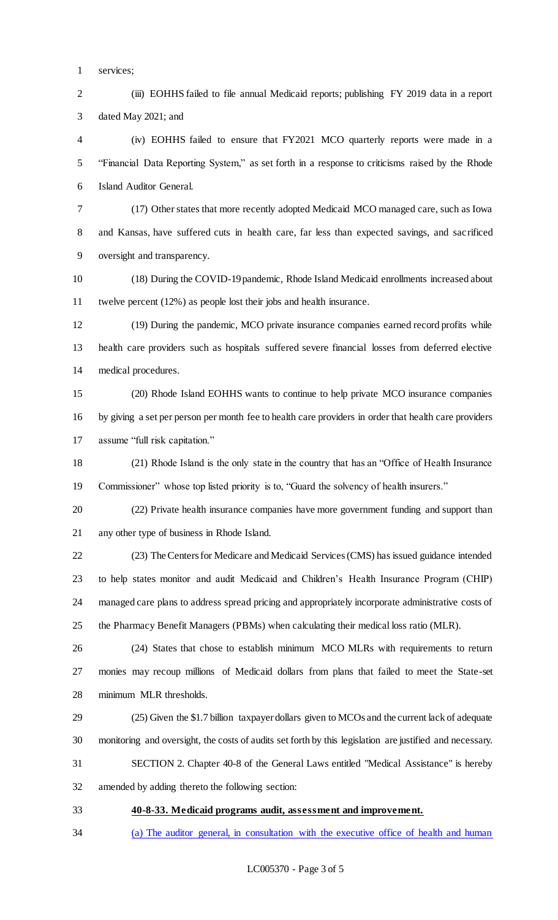services;

(iii) EOHHS failed to file annual Medicaid reports; publishing FY 2019 data in a report dated May 2021; and

(iv) EOHHS failed to ensure that FY2021 MCO quarterly reports were made in a "Financial Data Reporting System," as set forth in a response to criticisms raised by the Rhode Island Auditor General.

(17) Other states that more recently adopted Medicaid MCO managed care, such as Iowa and Kansas, have suffered cuts in health care, far less than expected savings, and sacrificed oversight and transparency.

(18) During the COVID-19 pandemic, Rhode Island Medicaid enrollments increased about twelve percent (12%) as people lost their jobs and health insurance.

(19) During the pandemic, MCO private insurance companies earned record profits while health care providers such as hospitals suffered severe financial losses from deferred elective medical procedures.

(20) Rhode Island EOHHS wants to continue to help private MCO insurance companies by giving a set per person per month fee to health care providers in order that health care providers assume "full risk capitation."

(21) Rhode Island is the only state in the country that has an "Office of Health Insurance Commissioner" whose top listed priority is to, "Guard the solvency of health insurers."

(22) Private health insurance companies have more government funding and support than any other type of business in Rhode Island.

(23) The Centers for Medicare and Medicaid Services (CMS) has issued guidance intended to help states monitor and audit Medicaid and Children's Health Insurance Program (CHIP) managed care plans to address spread pricing and appropriately incorporate administrative costs of the Pharmacy Benefit Managers (PBMs) when calculating their medical loss ratio (MLR).

(24) States that chose to establish minimum MCO MLRs with requirements to return monies may recoup millions of Medicaid dollars from plans that failed to meet the State-set minimum MLR thresholds.

(25) Given the $1.7 billion taxpayer dollars given to MCOs and the current lack of adequate monitoring and oversight, the costs of audits set forth by this legislation are justified and necessary.

SECTION 2. Chapter 40-8 of the General Laws entitled "Medical Assistance" is hereby amended by adding thereto the following section:

**40-8-33. Medicaid programs audit, assessment and improvement.**

(a) The auditor general, in consultation with the executive office of health and human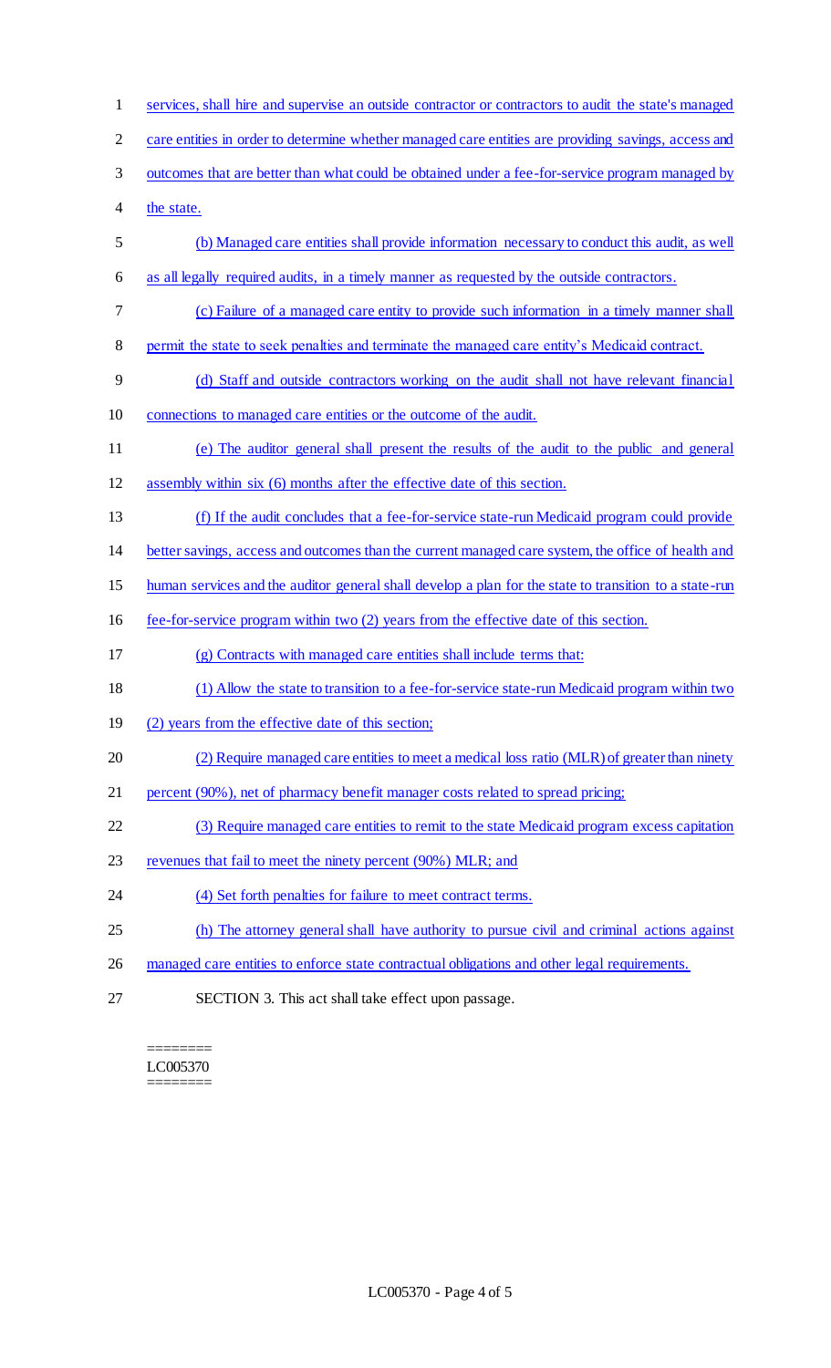services, shall hire and supervise an outside contractor or contractors to audit the state's managed care entities in order to determine whether managed care entities are providing savings, access and outcomes that are better than what could be obtained under a fee-for-service program managed by the state.

(b) Managed care entities shall provide information necessary to conduct this audit, as well as all legally required audits, in a timely manner as requested by the outside contractors.

(c) Failure of a managed care entity to provide such information in a timely manner shall permit the state to seek penalties and terminate the managed care entity's Medicaid contract.

(d) Staff and outside contractors working on the audit shall not have relevant financial connections to managed care entities or the outcome of the audit.

(e) The auditor general shall present the results of the audit to the public and general assembly within six (6) months after the effective date of this section.

(f) If the audit concludes that a fee-for-service state-run Medicaid program could provide better savings, access and outcomes than the current managed care system, the office of health and human services and the auditor general shall develop a plan for the state to transition to a state-run fee-for-service program within two (2) years from the effective date of this section.

(g) Contracts with managed care entities shall include terms that:

(1) Allow the state to transition to a fee-for-service state-run Medicaid program within two (2) years from the effective date of this section;

(2) Require managed care entities to meet a medical loss ratio (MLR) of greater than ninety percent (90%), net of pharmacy benefit manager costs related to spread pricing;

(3) Require managed care entities to remit to the state Medicaid program excess capitation revenues that fail to meet the ninety percent (90%) MLR; and

(4) Set forth penalties for failure to meet contract terms.

(h) The attorney general shall have authority to pursue civil and criminal actions against managed care entities to enforce state contractual obligations and other legal requirements.

SECTION 3. This act shall take effect upon passage.

========
LC005370
========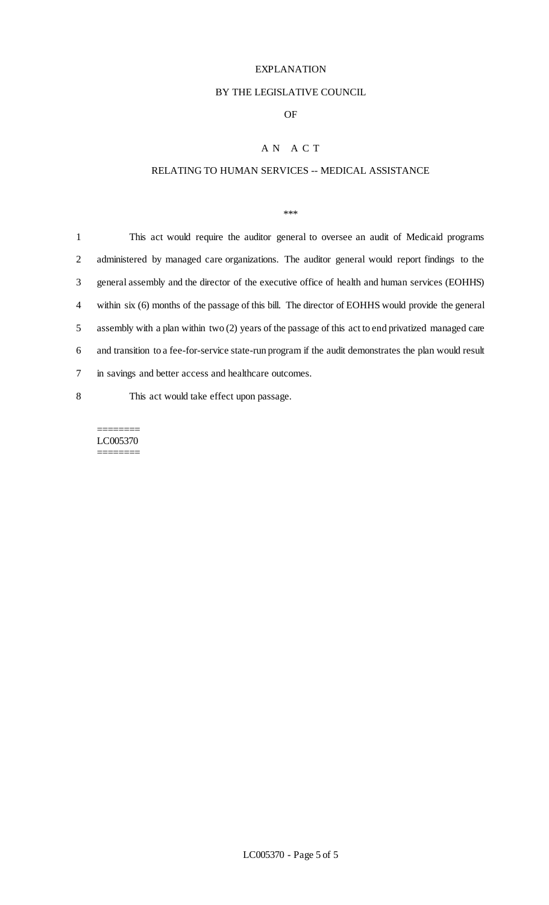EXPLANATION

BY THE LEGISLATIVE COUNCIL

OF

A N A C T

RELATING TO HUMAN SERVICES -- MEDICAL ASSISTANCE

\*\*\*

This act would require the auditor general to oversee an audit of Medicaid programs administered by managed care organizations. The auditor general would report findings to the general assembly and the director of the executive office of health and human services (EOHHS) within six (6) months of the passage of this bill. The director of EOHHS would provide the general assembly with a plan within two (2) years of the passage of this act to end privatized managed care and transition to a fee-for-service state-run program if the audit demonstrates the plan would result in savings and better access and healthcare outcomes.

This act would take effect upon passage.

========
LC005370
========